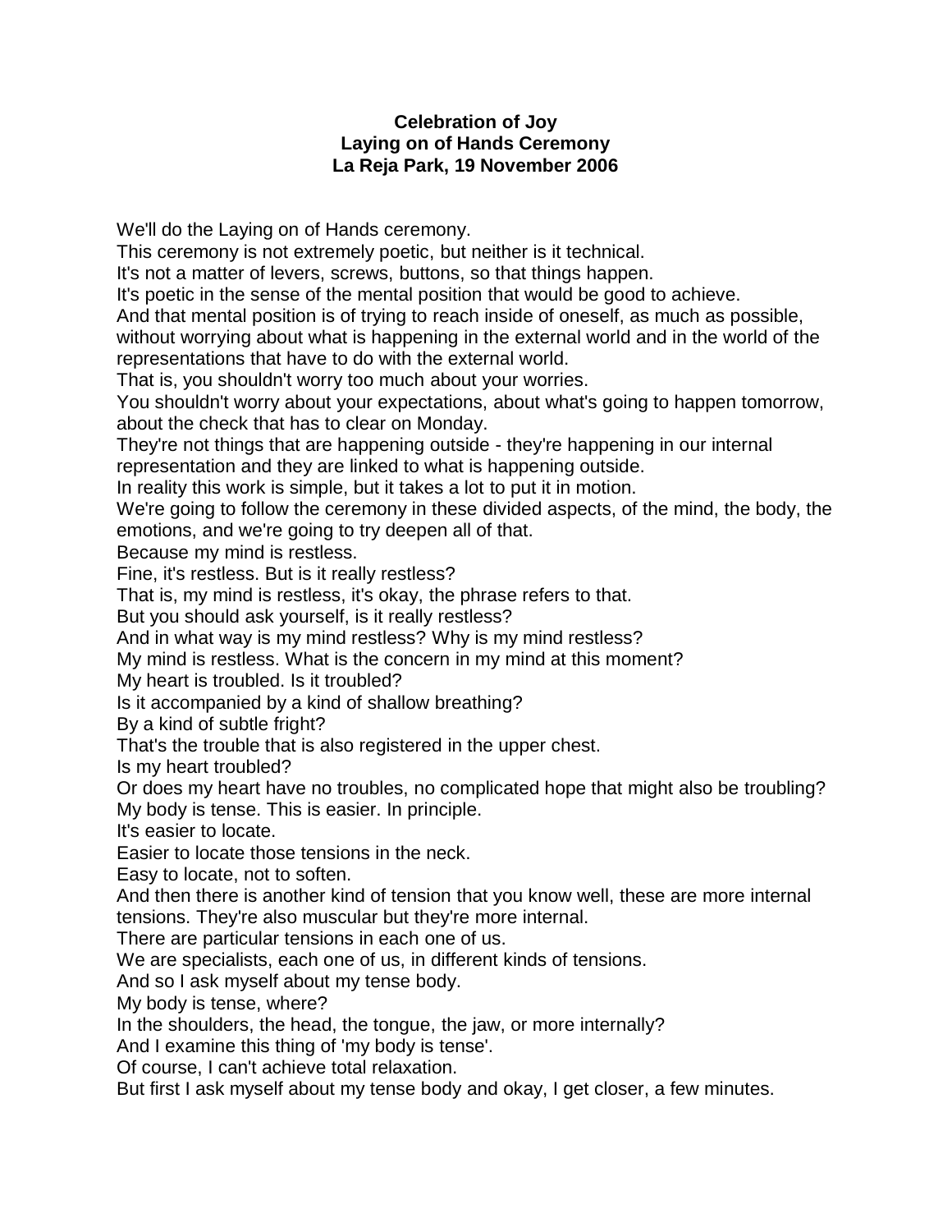**Celebration of Joy**
**Laying on of Hands Ceremony**
**La Reja Park, 19 November 2006**

We'll do the Laying on of Hands ceremony.
This ceremony is not extremely poetic, but neither is it technical.
It's not a matter of levers, screws, buttons, so that things happen.
It's poetic in the sense of the mental position that would be good to achieve.
And that mental position is of trying to reach inside of oneself, as much as possible, without worrying about what is happening in the external world and in the world of the representations that have to do with the external world.
That is, you shouldn't worry too much about your worries.
You shouldn't worry about your expectations, about what's going to happen tomorrow, about the check that has to clear on Monday.
They're not things that are happening outside - they're happening in our internal representation and they are linked to what is happening outside.
In reality this work is simple, but it takes a lot to put it in motion.
We're going to follow the ceremony in these divided aspects, of the mind, the body, the emotions, and we're going to try deepen all of that.
Because my mind is restless.
Fine, it's restless. But is it really restless?
That is, my mind is restless, it's okay, the phrase refers to that.
But you should ask yourself, is it really restless?
And in what way is my mind restless? Why is my mind restless?
My mind is restless. What is the concern in my mind at this moment?
My heart is troubled. Is it troubled?
Is it accompanied by a kind of shallow breathing?
By a kind of subtle fright?
That's the trouble that is also registered in the upper chest.
Is my heart troubled?
Or does my heart have no troubles, no complicated hope that might also be troubling?
My body is tense. This is easier. In principle.
It's easier to locate.
Easier to locate those tensions in the neck.
Easy to locate, not to soften.
And then there is another kind of tension that you know well, these are more internal tensions. They're also muscular but they're more internal.
There are particular tensions in each one of us.
We are specialists, each one of us, in different kinds of tensions.
And so I ask myself about my tense body.
My body is tense, where?
In the shoulders, the head, the tongue, the jaw, or more internally?
And I examine this thing of 'my body is tense'.
Of course, I can't achieve total relaxation.
But first I ask myself about my tense body and okay, I get closer, a few minutes.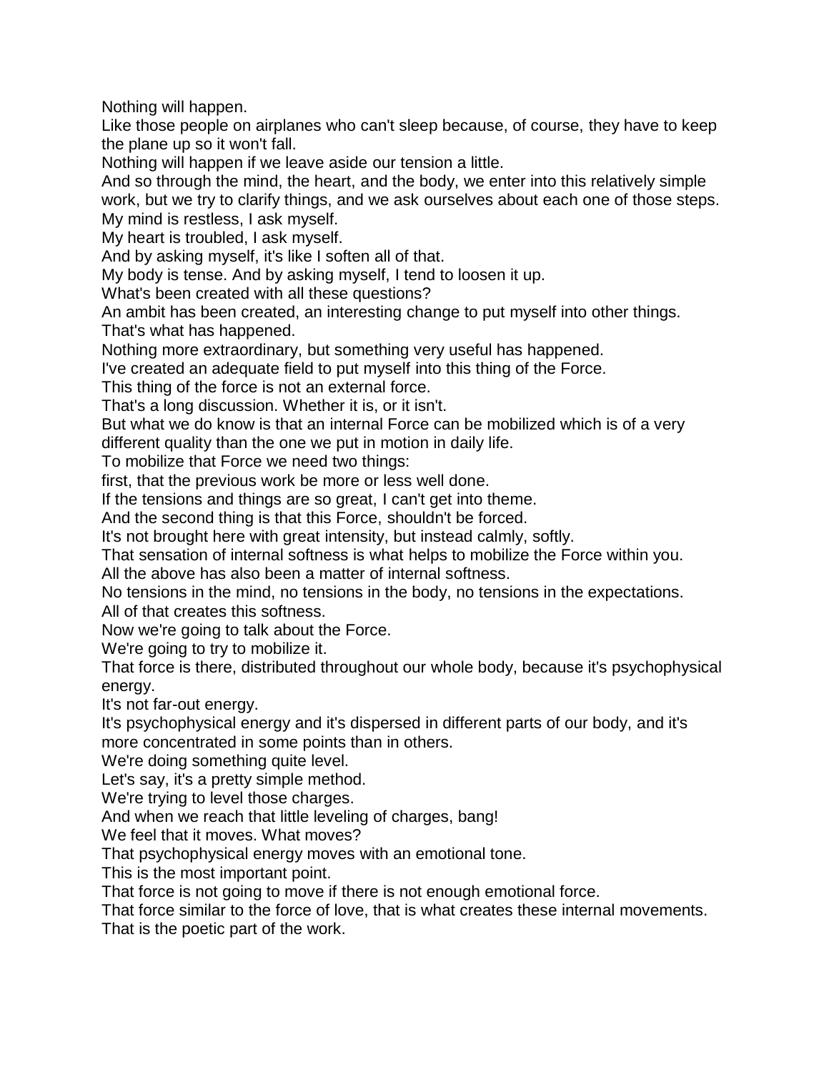Nothing will happen.

Like those people on airplanes who can't sleep because, of course, they have to keep the plane up so it won't fall.

Nothing will happen if we leave aside our tension a little.

And so through the mind, the heart, and the body, we enter into this relatively simple work, but we try to clarify things, and we ask ourselves about each one of those steps.

My mind is restless, I ask myself.

My heart is troubled, I ask myself.

And by asking myself, it's like I soften all of that.

My body is tense. And by asking myself, I tend to loosen it up.

What's been created with all these questions?

An ambit has been created, an interesting change to put myself into other things.

That's what has happened.

Nothing more extraordinary, but something very useful has happened.

I've created an adequate field to put myself into this thing of the Force.

This thing of the force is not an external force.

That's a long discussion. Whether it is, or it isn't.

But what we do know is that an internal Force can be mobilized which is of a very different quality than the one we put in motion in daily life.

To mobilize that Force we need two things:

first, that the previous work be more or less well done.

If the tensions and things are so great, I can't get into theme.

And the second thing is that this Force, shouldn't be forced.

It's not brought here with great intensity, but instead calmly, softly.

That sensation of internal softness is what helps to mobilize the Force within you.

All the above has also been a matter of internal softness.

No tensions in the mind, no tensions in the body, no tensions in the expectations.

All of that creates this softness.

Now we're going to talk about the Force.

We're going to try to mobilize it.

That force is there, distributed throughout our whole body, because it's psychophysical energy.

It's not far-out energy.

It's psychophysical energy and it's dispersed in different parts of our body, and it's more concentrated in some points than in others.

We're doing something quite level.

Let's say, it's a pretty simple method.

We're trying to level those charges.

And when we reach that little leveling of charges, bang!

We feel that it moves. What moves?

That psychophysical energy moves with an emotional tone.

This is the most important point.

That force is not going to move if there is not enough emotional force.

That force similar to the force of love, that is what creates these internal movements.

That is the poetic part of the work.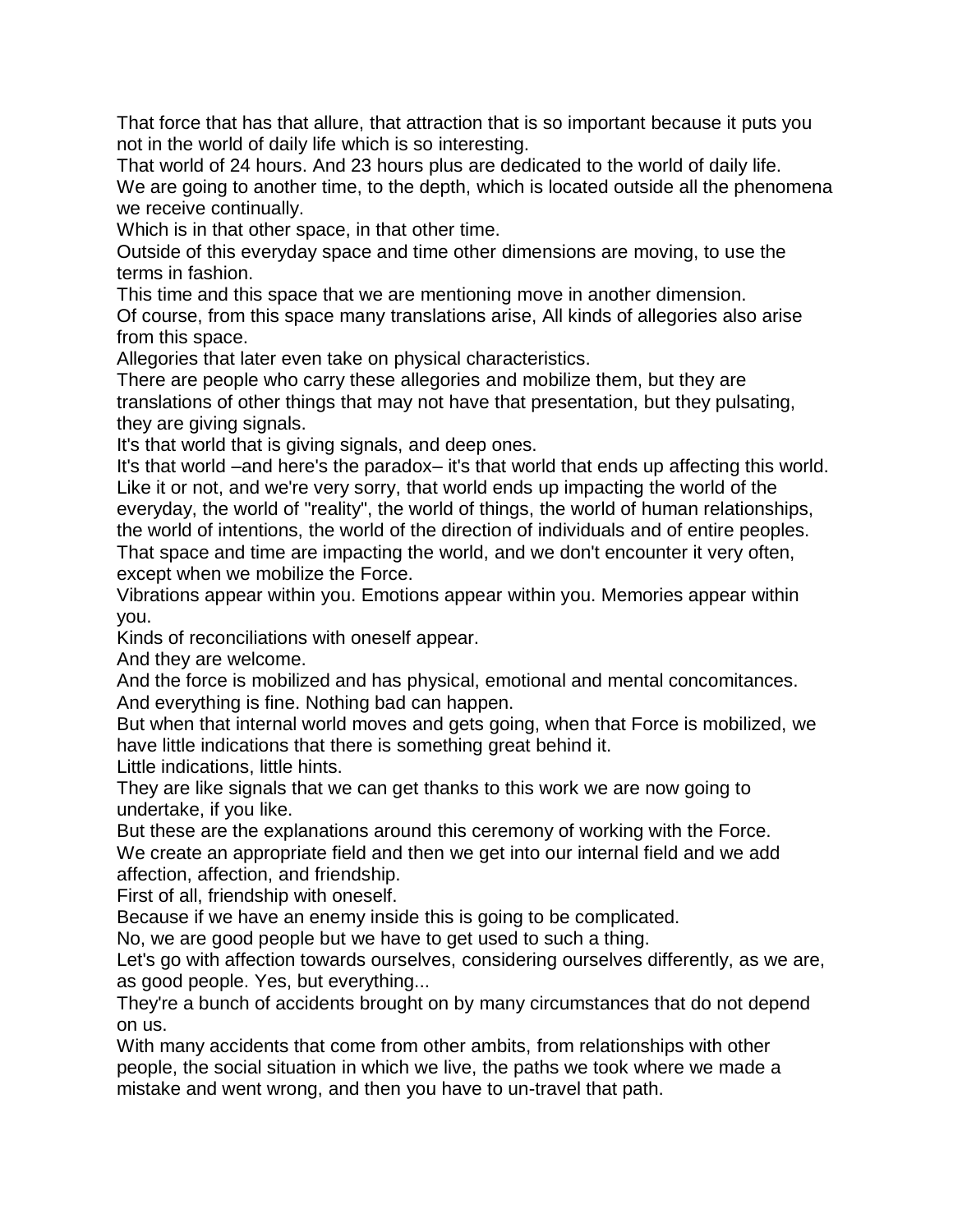That force that has that allure, that attraction that is so important because it puts you not in the world of daily life which is so interesting.

That world of 24 hours. And 23 hours plus are dedicated to the world of daily life.

We are going to another time, to the depth, which is located outside all the phenomena we receive continually.

Which is in that other space, in that other time.

Outside of this everyday space and time other dimensions are moving, to use the terms in fashion.

This time and this space that we are mentioning move in another dimension.

Of course, from this space many translations arise, All kinds of allegories also arise from this space.

Allegories that later even take on physical characteristics.

There are people who carry these allegories and mobilize them, but they are translations of other things that may not have that presentation, but they pulsating, they are giving signals.

It's that world that is giving signals, and deep ones.

It's that world –and here's the paradox– it's that world that ends up affecting this world. Like it or not, and we're very sorry, that world ends up impacting the world of the everyday, the world of "reality", the world of things, the world of human relationships, the world of intentions, the world of the direction of individuals and of entire peoples.

That space and time are impacting the world, and we don't encounter it very often, except when we mobilize the Force.

Vibrations appear within you. Emotions appear within you. Memories appear within you.

Kinds of reconciliations with oneself appear.

And they are welcome.

And the force is mobilized and has physical, emotional and mental concomitances.

And everything is fine. Nothing bad can happen.

But when that internal world moves and gets going, when that Force is mobilized, we have little indications that there is something great behind it.

Little indications, little hints.

They are like signals that we can get thanks to this work we are now going to undertake, if you like.

But these are the explanations around this ceremony of working with the Force.

We create an appropriate field and then we get into our internal field and we add affection, affection, and friendship.

First of all, friendship with oneself.

Because if we have an enemy inside this is going to be complicated.

No, we are good people but we have to get used to such a thing.

Let's go with affection towards ourselves, considering ourselves differently, as we are, as good people. Yes, but everything...

They're a bunch of accidents brought on by many circumstances that do not depend on us.

With many accidents that come from other ambits, from relationships with other people, the social situation in which we live, the paths we took where we made a mistake and went wrong, and then you have to un-travel that path.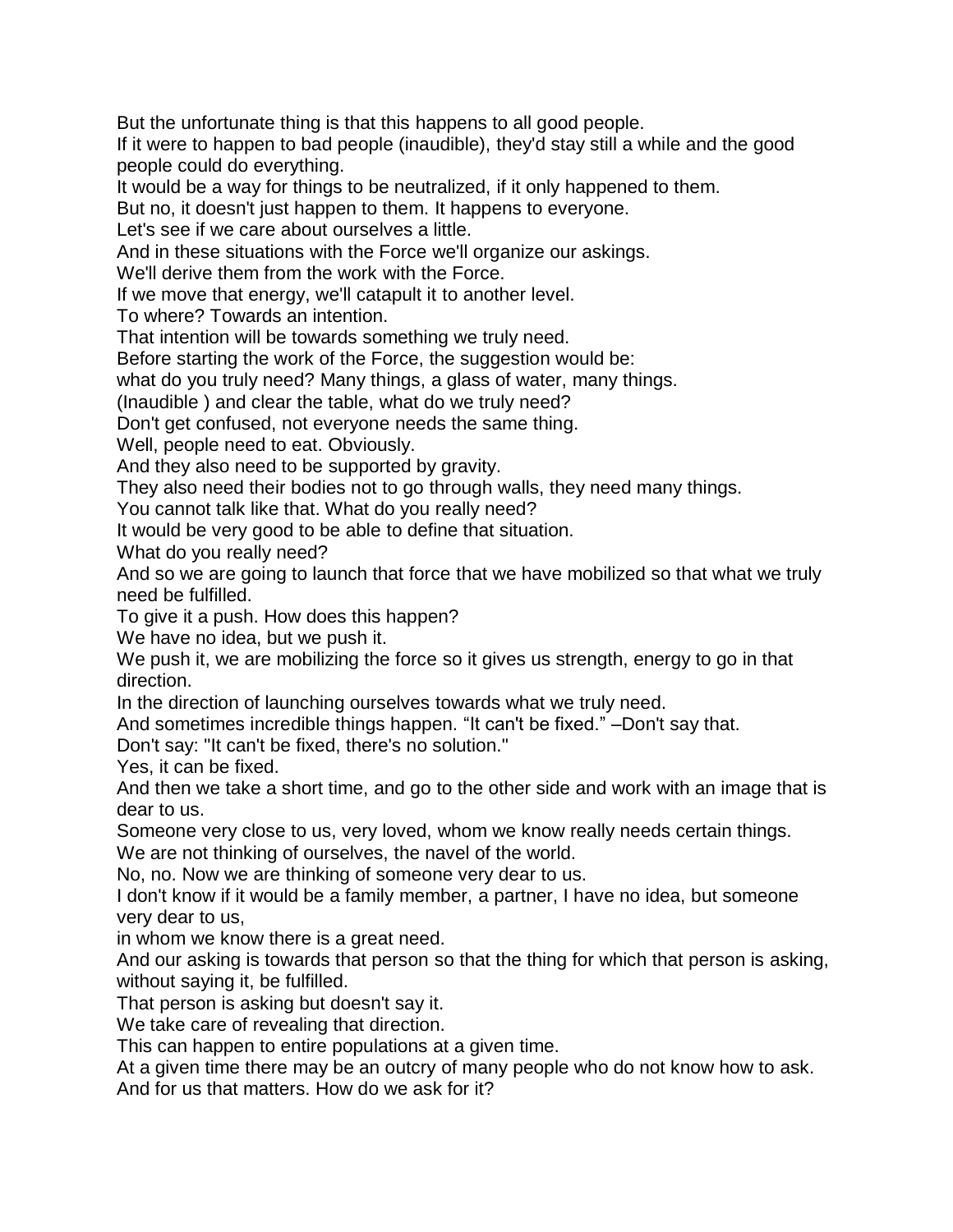But the unfortunate thing is that this happens to all good people.

If it were to happen to bad people (inaudible), they'd stay still a while and the good people could do everything.

It would be a way for things to be neutralized, if it only happened to them.

But no, it doesn't just happen to them. It happens to everyone.

Let's see if we care about ourselves a little.

And in these situations with the Force we'll organize our askings.

We'll derive them from the work with the Force.

If we move that energy, we'll catapult it to another level.

To where? Towards an intention.

That intention will be towards something we truly need.

Before starting the work of the Force, the suggestion would be:

what do you truly need? Many things, a glass of water, many things.

(Inaudible ) and clear the table, what do we truly need?

Don't get confused, not everyone needs the same thing.

Well, people need to eat. Obviously.

And they also need to be supported by gravity.

They also need their bodies not to go through walls, they need many things.

You cannot talk like that. What do you really need?

It would be very good to be able to define that situation.

What do you really need?

And so we are going to launch that force that we have mobilized so that what we truly need be fulfilled.

To give it a push. How does this happen?

We have no idea, but we push it.

We push it, we are mobilizing the force so it gives us strength, energy to go in that direction.

In the direction of launching ourselves towards what we truly need.

And sometimes incredible things happen. "It can't be fixed." –Don't say that.

Don't say: "It can't be fixed, there's no solution."

Yes, it can be fixed.

And then we take a short time, and go to the other side and work with an image that is dear to us.

Someone very close to us, very loved, whom we know really needs certain things.

We are not thinking of ourselves, the navel of the world.

No, no. Now we are thinking of someone very dear to us.

I don't know if it would be a family member, a partner, I have no idea, but someone very dear to us,

in whom we know there is a great need.

And our asking is towards that person so that the thing for which that person is asking, without saying it, be fulfilled.

That person is asking but doesn't say it.

We take care of revealing that direction.

This can happen to entire populations at a given time.

At a given time there may be an outcry of many people who do not know how to ask.

And for us that matters. How do we ask for it?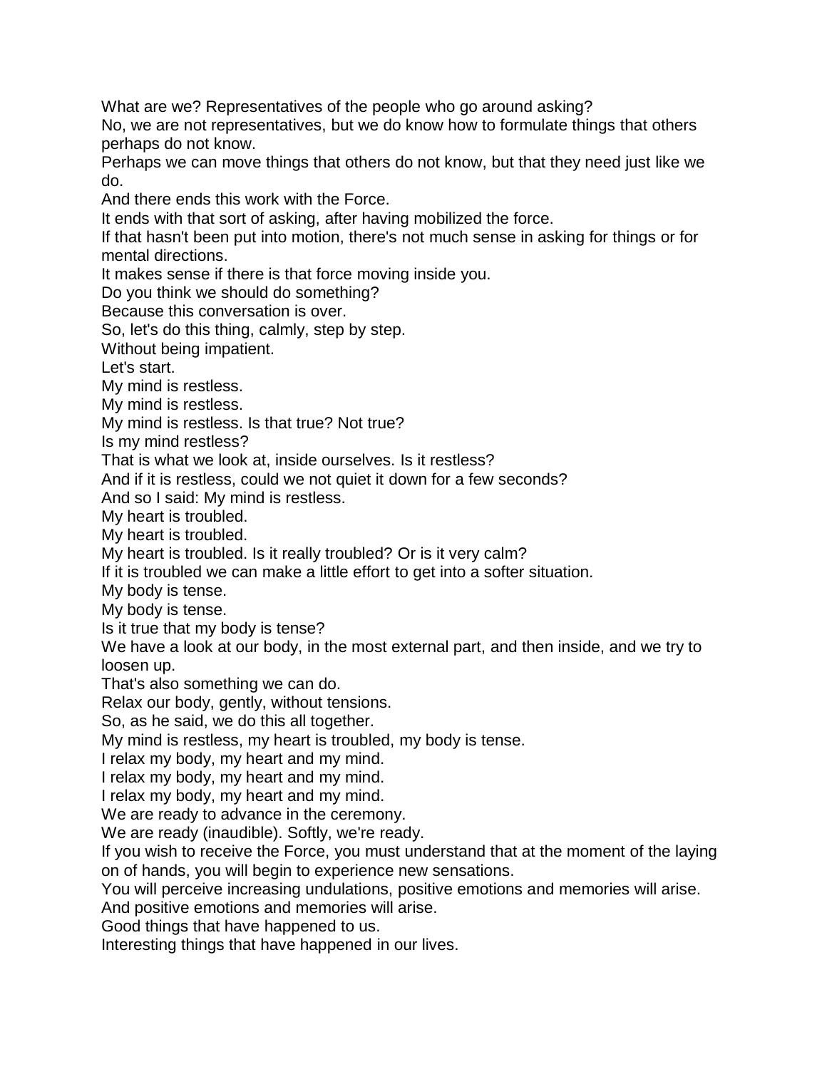What are we? Representatives of the people who go around asking?

No, we are not representatives, but we do know how to formulate things that others perhaps do not know.

Perhaps we can move things that others do not know, but that they need just like we do.

And there ends this work with the Force.

It ends with that sort of asking, after having mobilized the force.

If that hasn't been put into motion, there's not much sense in asking for things or for mental directions.

It makes sense if there is that force moving inside you.

Do you think we should do something?

Because this conversation is over.

So, let's do this thing, calmly, step by step.

Without being impatient.

Let's start.

My mind is restless.

My mind is restless.

My mind is restless. Is that true? Not true?

Is my mind restless?

That is what we look at, inside ourselves. Is it restless?

And if it is restless, could we not quiet it down for a few seconds?

And so I said: My mind is restless.

My heart is troubled.

My heart is troubled.

My heart is troubled. Is it really troubled? Or is it very calm?

If it is troubled we can make a little effort to get into a softer situation.

My body is tense.

My body is tense.

Is it true that my body is tense?

We have a look at our body, in the most external part, and then inside, and we try to loosen up.

That's also something we can do.

Relax our body, gently, without tensions.

So, as he said, we do this all together.

My mind is restless, my heart is troubled, my body is tense.

I relax my body, my heart and my mind.

I relax my body, my heart and my mind.

I relax my body, my heart and my mind.

We are ready to advance in the ceremony.

We are ready (inaudible). Softly, we're ready.

If you wish to receive the Force, you must understand that at the moment of the laying on of hands, you will begin to experience new sensations.

You will perceive increasing undulations, positive emotions and memories will arise.

And positive emotions and memories will arise.

Good things that have happened to us.

Interesting things that have happened in our lives.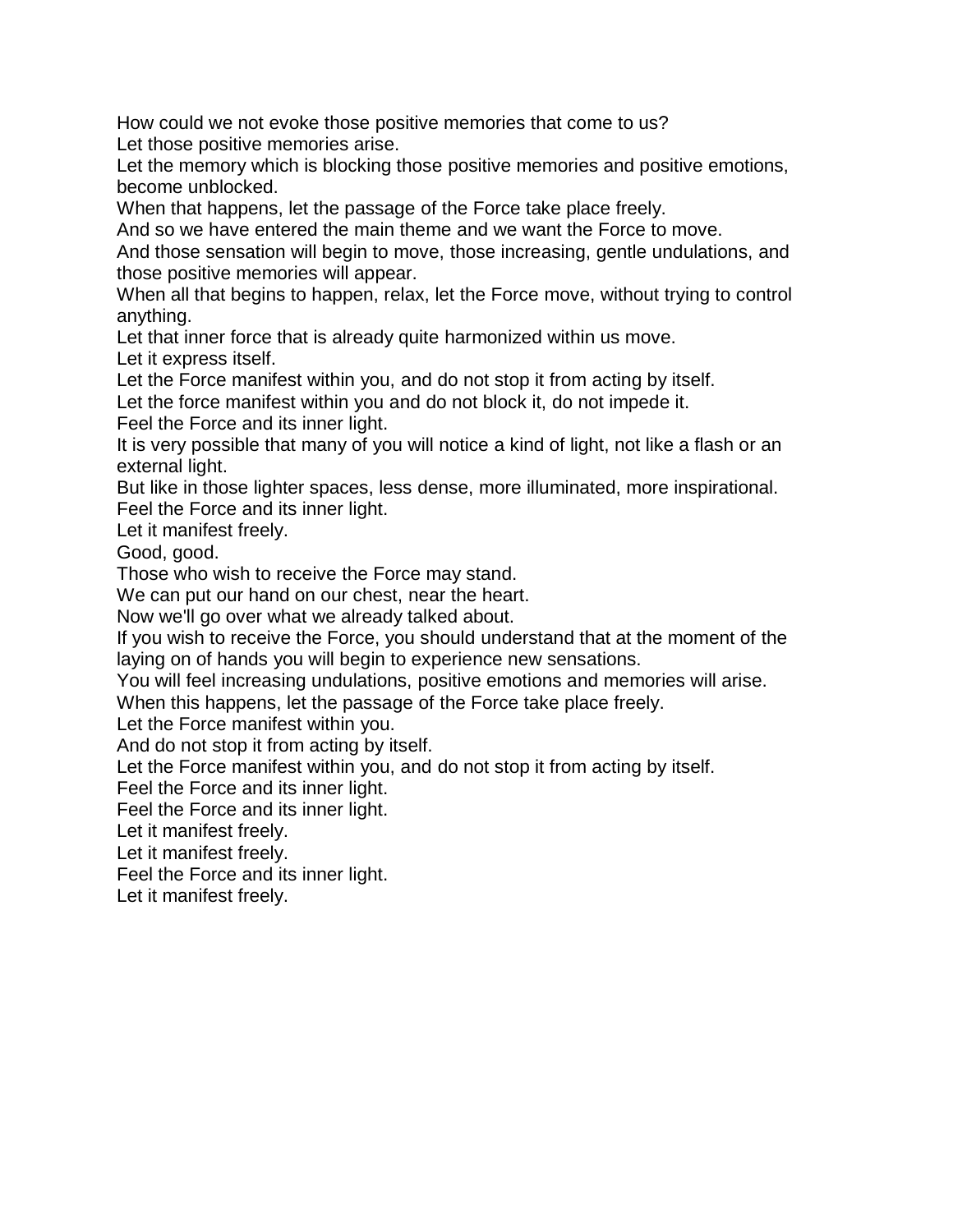How could we not evoke those positive memories that come to us?
Let those positive memories arise.
Let the memory which is blocking those positive memories and positive emotions, become unblocked.
When that happens, let the passage of the Force take place freely.
And so we have entered the main theme and we want the Force to move.
And those sensation will begin to move, those increasing, gentle undulations, and those positive memories will appear.
When all that begins to happen, relax, let the Force move, without trying to control anything.
Let that inner force that is already quite harmonized within us move.
Let it express itself.
Let the Force manifest within you, and do not stop it from acting by itself.
Let the force manifest within you and do not block it, do not impede it.
Feel the Force and its inner light.
It is very possible that many of you will notice a kind of light, not like a flash or an external light.
But like in those lighter spaces, less dense, more illuminated, more inspirational.
Feel the Force and its inner light.
Let it manifest freely.
Good, good.
Those who wish to receive the Force may stand.
We can put our hand on our chest, near the heart.
Now we'll go over what we already talked about.
If you wish to receive the Force, you should understand that at the moment of the laying on of hands you will begin to experience new sensations.
You will feel increasing undulations, positive emotions and memories will arise.
When this happens, let the passage of the Force take place freely.
Let the Force manifest within you.
And do not stop it from acting by itself.
Let the Force manifest within you, and do not stop it from acting by itself.
Feel the Force and its inner light.
Feel the Force and its inner light.
Let it manifest freely.
Let it manifest freely.
Feel the Force and its inner light.
Let it manifest freely.